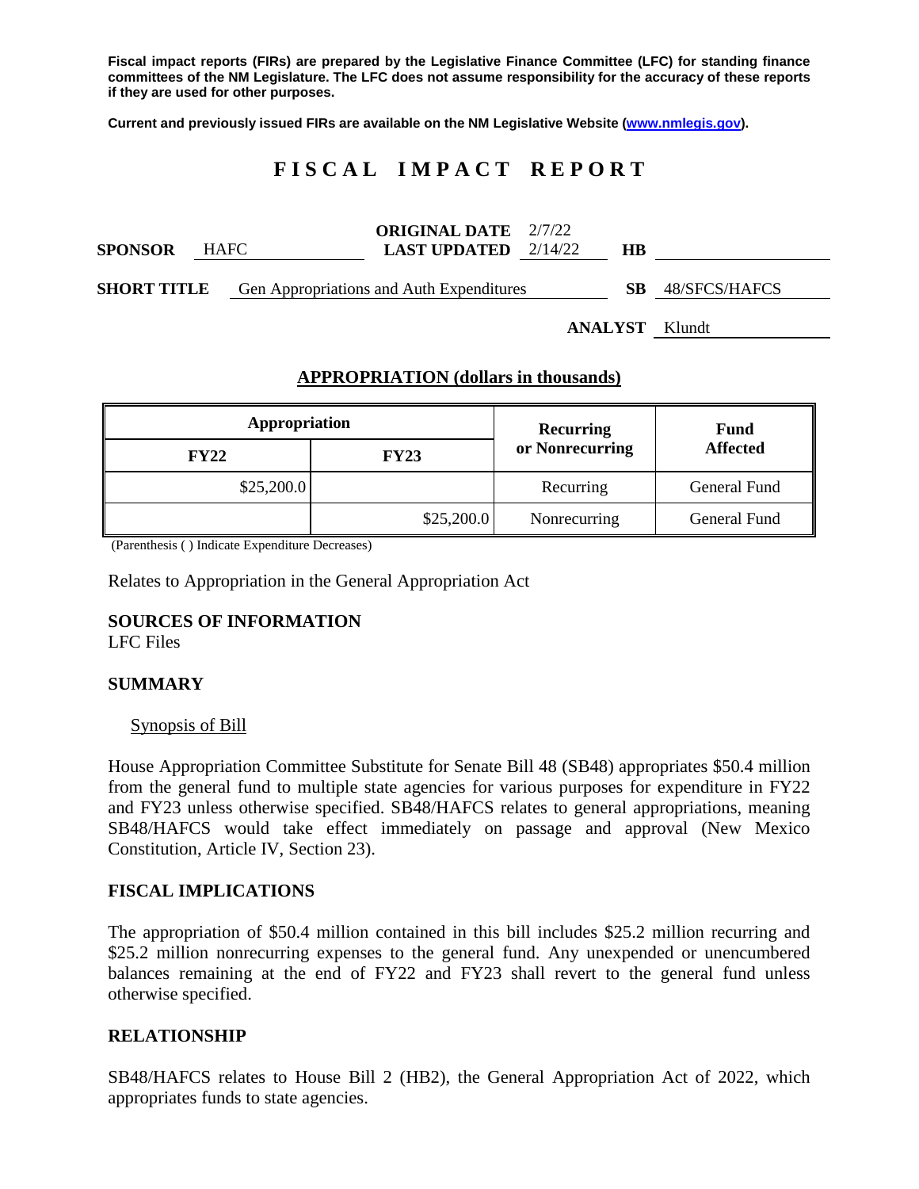**Fiscal impact reports (FIRs) are prepared by the Legislative Finance Committee (LFC) for standing finance committees of the NM Legislature. The LFC does not assume responsibility for the accuracy of these reports if they are used for other purposes.**

**Current and previously issued FIRs are available on the NM Legislative Website (www.nmlegis.gov).**

# FISCAL IMPACT REPORT

| | | | | | |
|---|---|---|---|---|---|
| **SPONSOR** | HAFC | **ORIGINAL DATE** / **LAST UPDATED** | 2/7/22 / 2/14/22 | **HB** | |
| **SHORT TITLE** | Gen Appropriations and Auth Expenditures | | | **SB** | 48/SFCS/HAFCS |
| | | | | **ANALYST** | Klundt |

## APPROPRIATION (dollars in thousands)

| Appropriation | | Recurring or Nonrecurring | Fund Affected |
|---|---|---|---|
| **FY22** | **FY23** | | |
| $25,200.0 | | Recurring | General Fund |
| | $25,200.0 | Nonrecurring | General Fund |

(Parenthesis ( ) Indicate Expenditure Decreases)

Relates to Appropriation in the General Appropriation Act

### SOURCES OF INFORMATION

LFC Files

### SUMMARY

Synopsis of Bill

House Appropriation Committee Substitute for Senate Bill 48 (SB48) appropriates $50.4 million from the general fund to multiple state agencies for various purposes for expenditure in FY22 and FY23 unless otherwise specified. SB48/HAFCS relates to general appropriations, meaning SB48/HAFCS would take effect immediately on passage and approval (New Mexico Constitution, Article IV, Section 23).

### FISCAL IMPLICATIONS

The appropriation of $50.4 million contained in this bill includes $25.2 million recurring and $25.2 million nonrecurring expenses to the general fund. Any unexpended or unencumbered balances remaining at the end of FY22 and FY23 shall revert to the general fund unless otherwise specified.

### RELATIONSHIP

SB48/HAFCS relates to House Bill 2 (HB2), the General Appropriation Act of 2022, which appropriates funds to state agencies.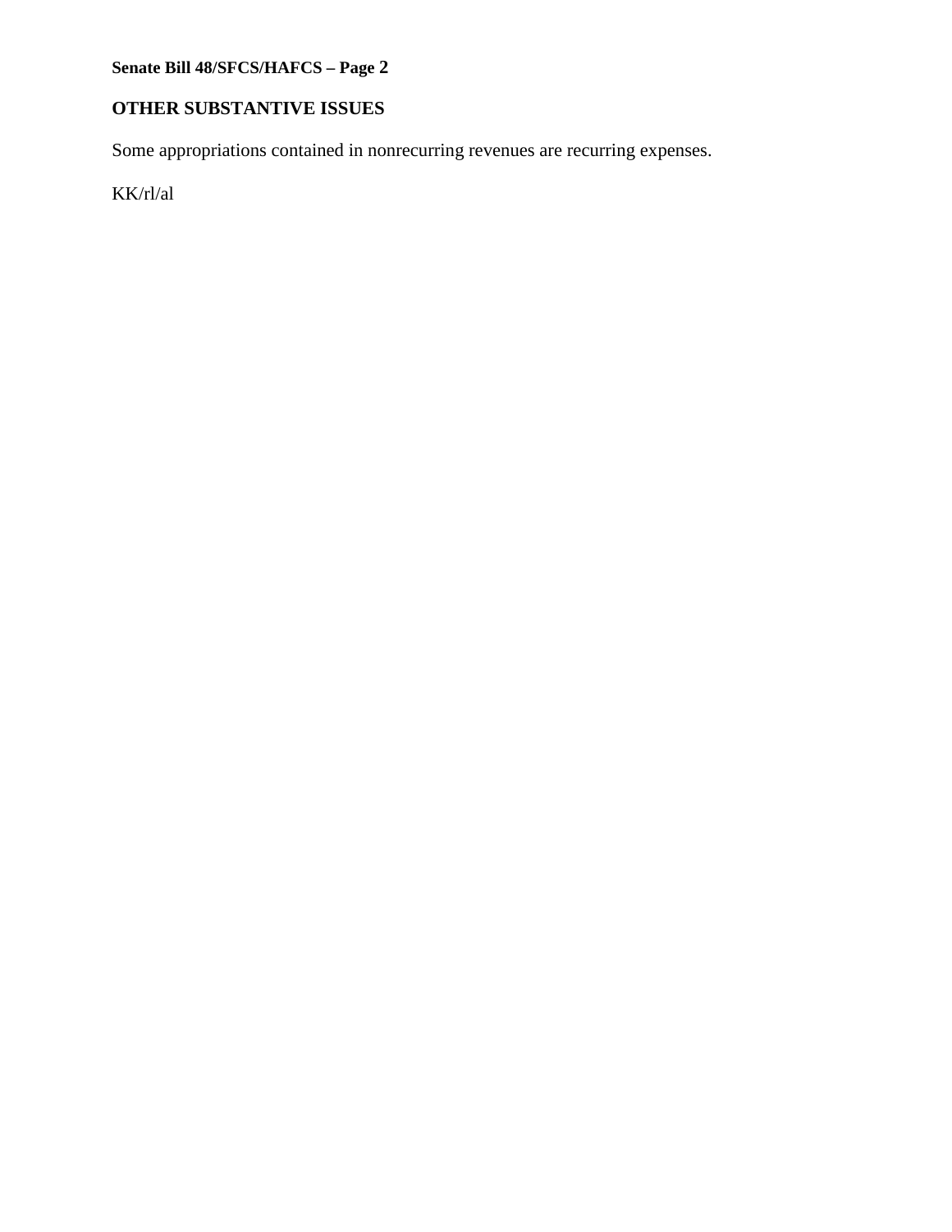**OTHER SUBSTANTIVE ISSUES**

Some appropriations contained in nonrecurring revenues are recurring expenses.

KK/rl/al